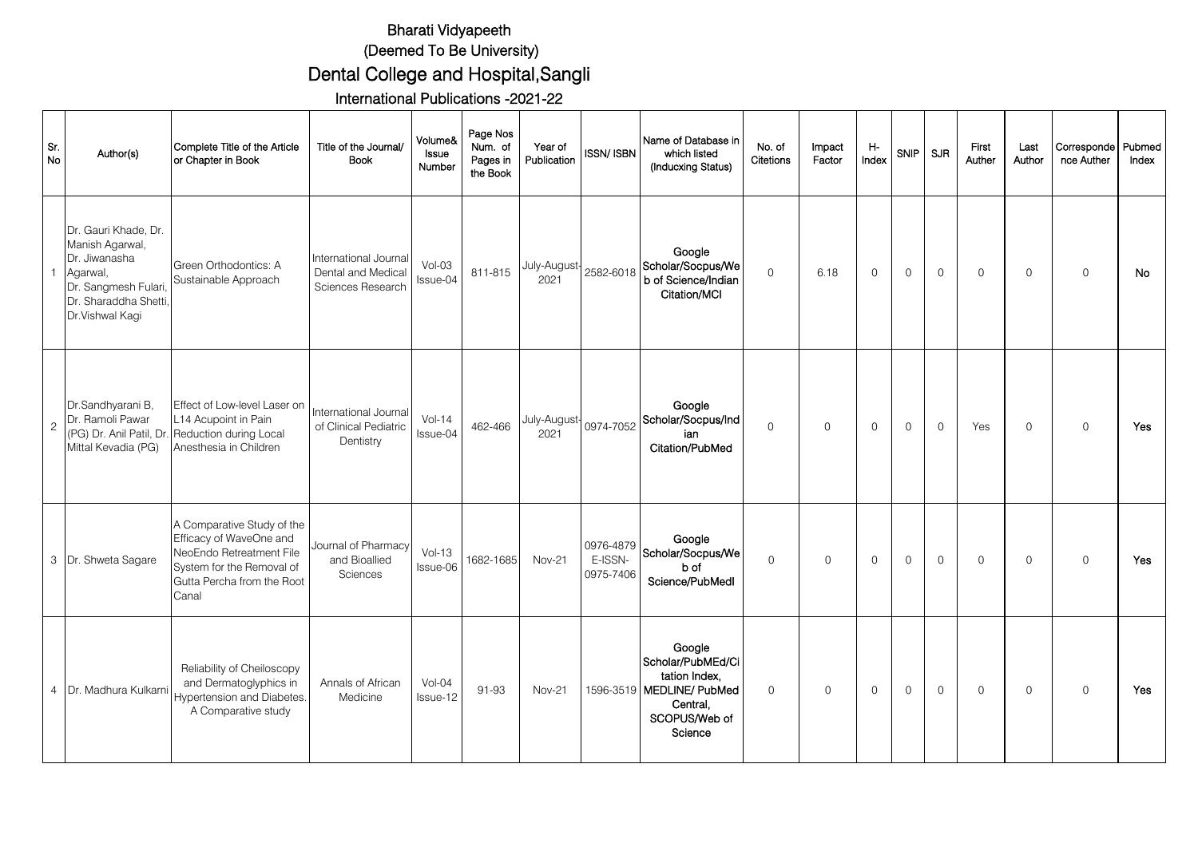# Bharati Vidyapeeth

## (Deemed To Be University)

## Dental College and Hospital,Sangli

### International Publications -2021-22

| Sr. No | Author(s) | Complete Title of the Article or Chapter in Book | Title of the Journal/ Book | Volume& Issue Number | Page Nos Num. of Pages in the Book | Year of Publication | ISSN/ ISBN | Name of Database in which listed (Inducxing Status) | No. of Citetions | Impact Factor | H-Index | SNIP | SJR | First Auther | Last Author | Corresponde nce Auther | Pubmed Index |
|---|---|---|---|---|---|---|---|---|---|---|---|---|---|---|---|---|---|
| 1 | Dr. Gauri Khade, Dr. Manish Agarwal, Dr. Jiwanasha Agarwal, Dr. Sangmesh Fulari, Dr. Sharaddha Shetti, Dr.Vishwal Kagi | Green Orthodontics: A Sustainable Approach | International Journal Dental and Medical Sciences Research | Vol-03 Issue-04 | 811-815 | July-August-2021 | 2582-6018 | Google Scholar/Socpus/Web of Science/Indian Citation/MCI | 0 | 6.18 | 0 | 0 | 0 | 0 | 0 | 0 | No |
| 2 | Dr.Sandhyarani B, Dr. Ramoli Pawar (PG) Dr. Anil Patil, Dr. Mittal Kevadia (PG) | Effect of Low-level Laser on L14 Acupoint in Pain Reduction during Local Anesthesia in Children | International Journal of Clinical Pediatric Dentistry | Vol-14 Issue-04 | 462-466 | July-August-2021 | 0974-7052 | Google Scholar/Socpus/Indian Citation/PubMed | 0 | 0 | 0 | 0 | 0 | Yes | 0 | 0 | Yes |
| 3 | Dr. Shweta Sagare | A Comparative Study of the Efficacy of WaveOne and NeoEndo Retreatment File System for the Removal of Gutta Percha from the Root Canal | Journal of Pharmacy and Bioallied Sciences | Vol-13 Issue-06 | 1682-1685 | Nov-21 | 0976-4879 E-ISSN-0975-7406 | Google Scholar/Socpus/Web of Science/PubMedl | 0 | 0 | 0 | 0 | 0 | 0 | 0 | 0 | Yes |
| 4 | Dr. Madhura Kulkarni | Reliability of Cheiloscopy and Dermatoglyphics in Hypertension and Diabetes. A Comparative study | Annals of African Medicine | Vol-04 Issue-12 | 91-93 | Nov-21 | 1596-3519 | Google Scholar/PubMEd/Citation Index, MEDLINE/ PubMed Central, SCOPUS/Web of Science | 0 | 0 | 0 | 0 | 0 | 0 | 0 | 0 | Yes |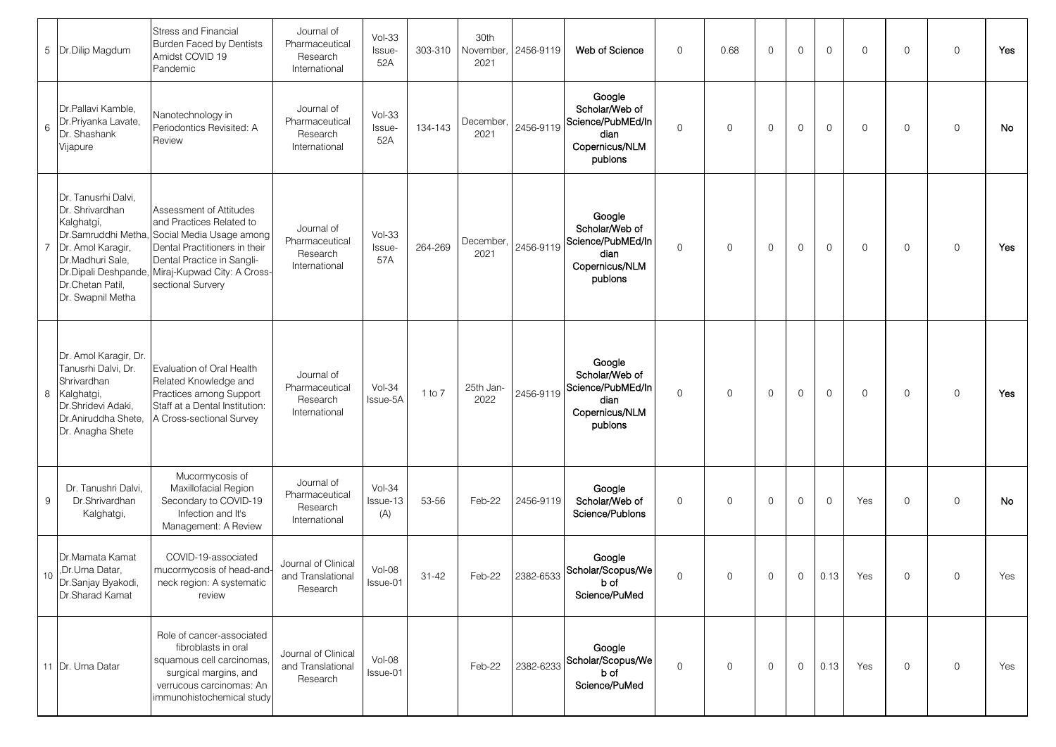| 5 | Dr.Dilip Magdum | Stress and Financial Burden Faced by Dentists Amidst COVID 19 Pandemic | Journal of Pharmaceutical Research International | Vol-33 Issue-52A | 303-310 | 30th November, 2021 | 2456-9119 | **Web of Science** | 0 | 0.68 | 0 | 0 | 0 | 0 | 0 | 0 | **Yes** |
|---|---|---|---|---|---|---|---|---|---|---|---|---|---|---|---|---|---|
| 6 | Dr.Pallavi Kamble, Dr.Priyanka Lavate, Dr. Shashank Vijapure | Nanotechnology in Periodontics Revisited: A Review | Journal of Pharmaceutical Research International | Vol-33 Issue-52A | 134-143 | December, 2021 | 2456-9119 | **Google Scholar/Web of Science/PubMEd/Indian Copernicus/NLM publons** | 0 | 0 | 0 | 0 | 0 | 0 | 0 | 0 | **No** |
| 7 | Dr. Tanusrhi Dalvi, Dr. Shrivardhan Kalghatgi, Dr.Samruddhi Metha, Dr. Amol Karagir, Dr.Madhuri Sale, Dr.Dipali Deshpande, Dr.Chetan Patil, Dr. Swapnil Metha | Assessment of Attitudes and Practices Related to Social Media Usage among Dental Practitioners in their Dental Practice in Sangli-Miraj-Kupwad City: A Cross-sectional Survery | Journal of Pharmaceutical Research International | Vol-33 Issue-57A | 264-269 | December, 2021 | 2456-9119 | **Google Scholar/Web of Science/PubMEd/Indian Copernicus/NLM publons** | 0 | 0 | 0 | 0 | 0 | 0 | 0 | 0 | **Yes** |
| 8 | Dr. Amol Karagir, Dr. Tanusrhi Dalvi, Dr. Shrivardhan Kalghatgi, Dr.Shridevi Adaki, Dr.Aniruddha Shete, Dr. Anagha Shete | Evaluation of Oral Health Related Knowledge and Practices among Support Staff at a Dental Institution: A Cross-sectional Survey | Journal of Pharmaceutical Research International | Vol-34 Issue-5A | 1 to 7 | 25th Jan-2022 | 2456-9119 | **Google Scholar/Web of Science/PubMEd/Indian Copernicus/NLM publons** | 0 | 0 | 0 | 0 | 0 | 0 | 0 | 0 | **Yes** |
| 9 | Dr. Tanushri Dalvi, Dr.Shrivardhan Kalghatgi, | Mucormycosis of Maxillofacial Region Secondary to COVID-19 Infection and It's Management: A Review | Journal of Pharmaceutical Research International | Vol-34 Issue-13 (A) | 53-56 | Feb-22 | 2456-9119 | **Google Scholar/Web of Science/Publons** | 0 | 0 | 0 | 0 | 0 | Yes | 0 | 0 | **No** |
| 10 | Dr.Mamata Kamat ,Dr.Uma Datar, Dr.Sanjay Byakodi, Dr.Sharad Kamat | COVID-19-associated mucormycosis of head-and-neck region: A systematic review | Journal of Clinical and Translational Research | Vol-08 Issue-01 | 31-42 | Feb-22 | 2382-6533 | **Google Scholar/Scopus/Web of Science/PuMed** | 0 | 0 | 0 | 0 | 0.13 | Yes | 0 | 0 | Yes |
| 11 | Dr. Uma Datar | Role of cancer-associated fibroblasts in oral squamous cell carcinomas, surgical margins, and verrucous carcinomas: An immunohistochemical study | Journal of Clinical and Translational Research | Vol-08 Issue-01 | | Feb-22 | 2382-6233 | **Google Scholar/Scopus/Web of Science/PuMed** | 0 | 0 | 0 | 0 | 0.13 | Yes | 0 | 0 | Yes |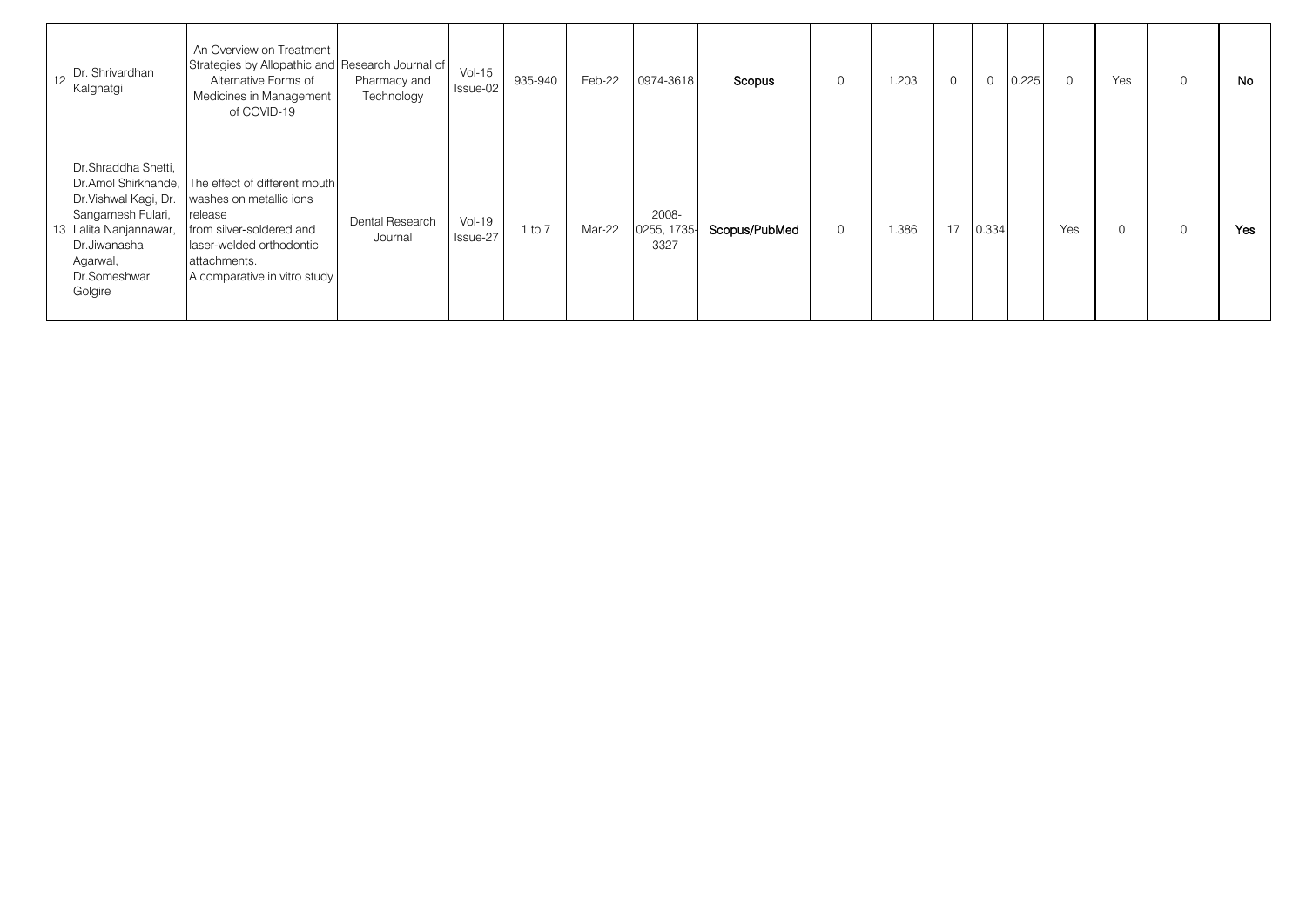| | | | | | | | | | | | | | | | | | |
|---|---|---|---|---|---|---|---|---|---|---|---|---|---|---|---|---|---|
| 12 | Dr. Shrivardhan Kalghatgi | An Overview on Treatment Strategies by Allopathic and Alternative Forms of Medicines in Management of COVID-19 | Research Journal of Pharmacy and Technology | Vol-15 Issue-02 | 935-940 | Feb-22 | 0974-3618 | **Scopus** | 0 | 1.203 | 0 | 0 | 0.225 | 0 | Yes | 0 | **No** |
| 13 | Dr.Shraddha Shetti, Dr.Amol Shirkhande, Dr.Vishwal Kagi, Dr. Sangamesh Fulari, Lalita Nanjannawar, Dr.Jiwanasha Agarwal, Dr.Someshwar Golgire | The effect of different mouth washes on metallic ions release from silver-soldered and laser-welded orthodontic attachments. A comparative in vitro study | Dental Research Journal | Vol-19 Issue-27 | 1 to 7 | Mar-22 | 2008-0255, 1735-3327 | **Scopus/PubMed** | 0 | 1.386 | 17 | 0.334 | | Yes | 0 | 0 | **Yes** |